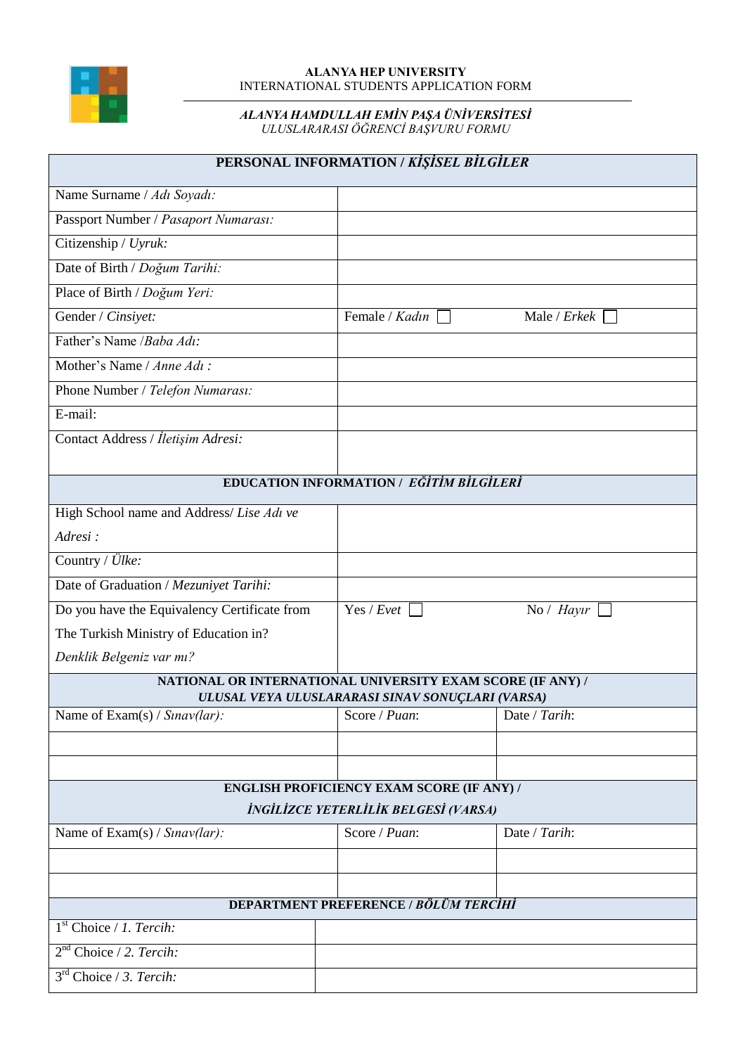**ALANYA HEP UNIVERSITY**
INTERNATIONAL STUDENTS APPLICATION FORM

***ALANYA HAMDULLAH EMİN PAŞA ÜNİVERSİTESİ***
*ULUSLARARASI ÖĞRENCİ BAŞVURU FORMU*

| **PERSONAL INFORMATION / *KİŞİSEL BİLGİLER*** | | |
|---|---|---|
| Name Surname / *Adı Soyadı:* | | |
| Passport Number / *Pasaport Numarası:* | | |
| Citizenship / *Uyruk:* | | |
| Date of Birth / *Doğum Tarihi:* | | |
| Place of Birth / *Doğum Yeri:* | | |
| Gender / *Cinsiyet:* | Female / *Kadın* ☐ | Male / *Erkek* ☐ |
| Father's Name /*Baba Adı:* | | |
| Mother's Name / *Anne Adı :* | | |
| Phone Number / *Telefon Numarası:* | | |
| E-mail: | | |
| Contact Address / *İletişim Adresi:* | | |
| **EDUCATION INFORMATION / *EĞİTİM BİLGİLERİ*** | | |
| High School name and Address/ *Lise Adı ve Adresi :* | | |
| Country / *Ülke:* | | |
| Date of Graduation / *Mezuniyet Tarihi:* | | |
| Do you have the Equivalency Certificate from The Turkish Ministry of Education in? *Denklik Belgeniz var mı?* | Yes / *Evet* ☐ | No / *Hayır* ☐ |
| **NATIONAL OR INTERNATIONAL UNIVERSITY EXAM SCORE (IF ANY) / *ULUSAL VEYA ULUSLARARASI SINAV SONUÇLARI (VARSA)*** | | |
| Name of Exam(s) / *Sınav(lar):* | Score / *Puan*: | Date / *Tarih*: |
| | | |
| | | |
| **ENGLISH PROFICIENCY EXAM SCORE (IF ANY) / *İNGİLİZCE YETERLİLİK BELGESİ (VARSA)*** | | |
| Name of Exam(s) / *Sınav(lar):* | Score / *Puan*: | Date / *Tarih*: |
| | | |
| | | |

| **DEPARTMENT PREFERENCE / *BÖLÜM TERCİHİ*** | |
|---|---|
| 1st Choice / *1. Tercih:* | |
| 2nd Choice / *2. Tercih:* | |
| 3rd Choice / *3. Tercih:* | |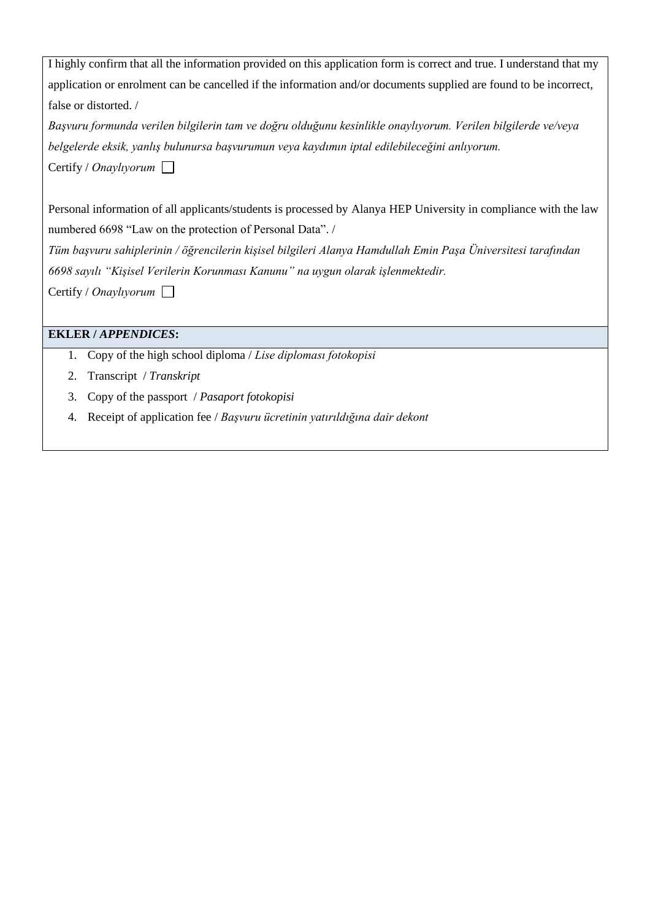I highly confirm that all the information provided on this application form is correct and true. I understand that my application or enrolment can be cancelled if the information and/or documents supplied are found to be incorrect, false or distorted. /

*Başvuru formunda verilen bilgilerin tam ve doğru olduğunu kesinlikle onaylıyorum. Verilen bilgilerde ve/veya belgelerde eksik, yanlış bulunursa başvurumun veya kaydımın iptal edilebileceğini anlıyorum.*

Certify / *Onaylıyorum* ☐

Personal information of all applicants/students is processed by Alanya HEP University in compliance with the law numbered 6698 "Law on the protection of Personal Data". /

*Tüm başvuru sahiplerinin / öğrencilerin kişisel bilgileri Alanya Hamdullah Emin Paşa Üniversitesi tarafından 6698 sayılı "Kişisel Verilerin Korunması Kanunu" na uygun olarak işlenmektedir.*

Certify / *Onaylıyorum* ☐

**EKLER / *APPENDICES*:**

1. Copy of the high school diploma / *Lise diploması fotokopisi*
2. Transcript / *Transkript*
3. Copy of the passport / *Pasaport fotokopisi*
4. Receipt of application fee / *Başvuru ücretinin yatırıldığına dair dekont*